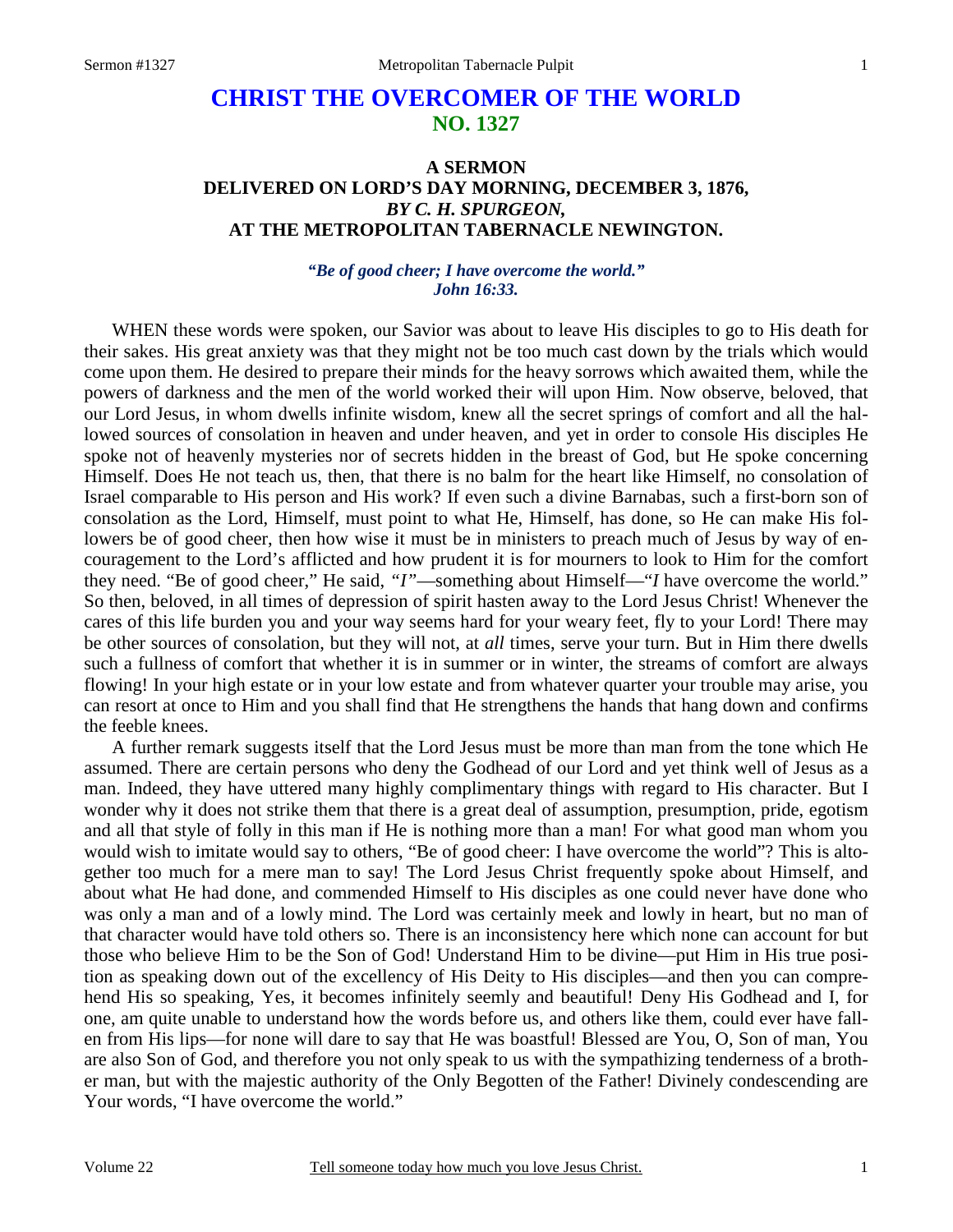# CHRIST THE OVERCOMER OF THE WORLD
## NO. 1327

### A SERMON
### DELIVERED ON LORD'S DAY MORNING, DECEMBER 3, 1876,
### *BY C. H. SPURGEON,*
### AT THE METROPOLITAN TABERNACLE NEWINGTON.

***"Be of good cheer; I have overcome the world."***
***John 16:33.***

WHEN these words were spoken, our Savior was about to leave His disciples to go to His death for their sakes. His great anxiety was that they might not be too much cast down by the trials which would come upon them. He desired to prepare their minds for the heavy sorrows which awaited them, while the powers of darkness and the men of the world worked their will upon Him. Now observe, beloved, that our Lord Jesus, in whom dwells infinite wisdom, knew all the secret springs of comfort and all the hallowed sources of consolation in heaven and under heaven, and yet in order to console His disciples He spoke not of heavenly mysteries nor of secrets hidden in the breast of God, but He spoke concerning Himself. Does He not teach us, then, that there is no balm for the heart like Himself, no consolation of Israel comparable to His person and His work? If even such a divine Barnabas, such a first-born son of consolation as the Lord, Himself, must point to what He, Himself, has done, so He can make His followers be of good cheer, then how wise it must be in ministers to preach much of Jesus by way of encouragement to the Lord's afflicted and how prudent it is for mourners to look to Him for the comfort they need. "Be of good cheer," He said, *"I"*—something about Himself—"*I* have overcome the world." So then, beloved, in all times of depression of spirit hasten away to the Lord Jesus Christ! Whenever the cares of this life burden you and your way seems hard for your weary feet, fly to your Lord! There may be other sources of consolation, but they will not, at *all* times, serve your turn. But in Him there dwells such a fullness of comfort that whether it is in summer or in winter, the streams of comfort are always flowing! In your high estate or in your low estate and from whatever quarter your trouble may arise, you can resort at once to Him and you shall find that He strengthens the hands that hang down and confirms the feeble knees.

A further remark suggests itself that the Lord Jesus must be more than man from the tone which He assumed. There are certain persons who deny the Godhead of our Lord and yet think well of Jesus as a man. Indeed, they have uttered many highly complimentary things with regard to His character. But I wonder why it does not strike them that there is a great deal of assumption, presumption, pride, egotism and all that style of folly in this man if He is nothing more than a man! For what good man whom you would wish to imitate would say to others, "Be of good cheer: I have overcome the world"? This is altogether too much for a mere man to say! The Lord Jesus Christ frequently spoke about Himself, and about what He had done, and commended Himself to His disciples as one could never have done who was only a man and of a lowly mind. The Lord was certainly meek and lowly in heart, but no man of that character would have told others so. There is an inconsistency here which none can account for but those who believe Him to be the Son of God! Understand Him to be divine—put Him in His true position as speaking down out of the excellency of His Deity to His disciples—and then you can comprehend His so speaking, Yes, it becomes infinitely seemly and beautiful! Deny His Godhead and I, for one, am quite unable to understand how the words before us, and others like them, could ever have fallen from His lips—for none will dare to say that He was boastful! Blessed are You, O, Son of man, You are also Son of God, and therefore you not only speak to us with the sympathizing tenderness of a brother man, but with the majestic authority of the Only Begotten of the Father! Divinely condescending are Your words, "I have overcome the world."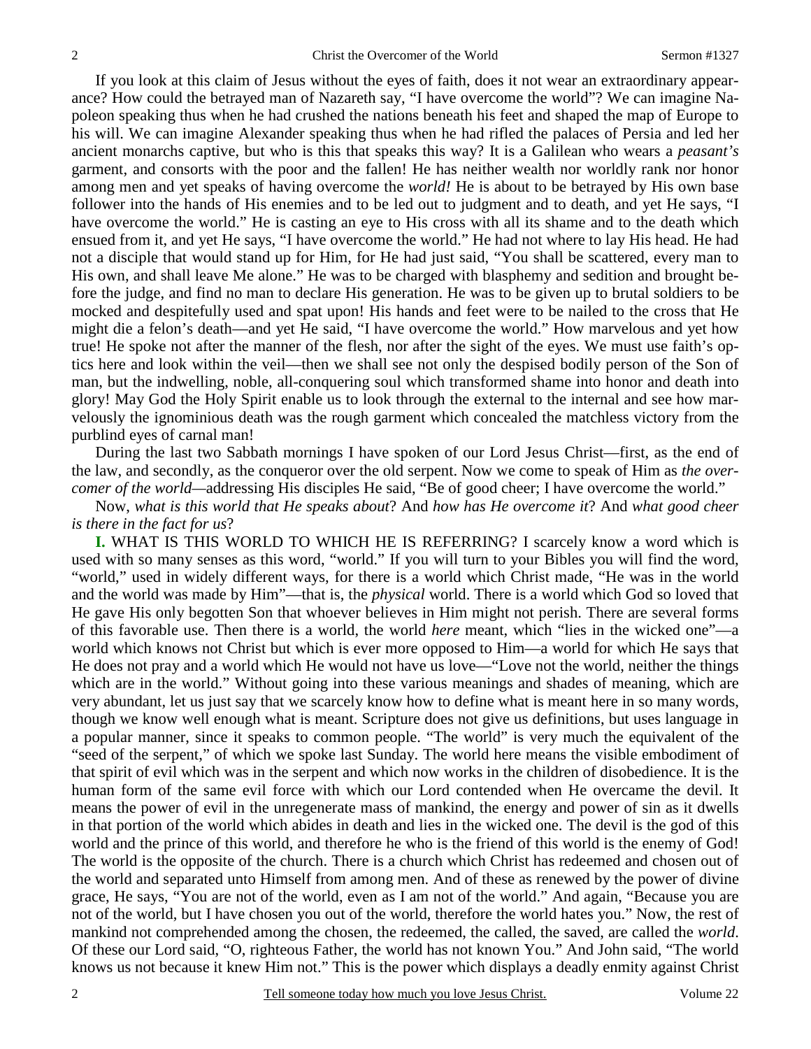If you look at this claim of Jesus without the eyes of faith, does it not wear an extraordinary appearance? How could the betrayed man of Nazareth say, "I have overcome the world"? We can imagine Napoleon speaking thus when he had crushed the nations beneath his feet and shaped the map of Europe to his will. We can imagine Alexander speaking thus when he had rifled the palaces of Persia and led her ancient monarchs captive, but who is this that speaks this way? It is a Galilean who wears a *peasant's* garment, and consorts with the poor and the fallen! He has neither wealth nor worldly rank nor honor among men and yet speaks of having overcome the *world!* He is about to be betrayed by His own base follower into the hands of His enemies and to be led out to judgment and to death, and yet He says, "I have overcome the world." He is casting an eye to His cross with all its shame and to the death which ensued from it, and yet He says, "I have overcome the world." He had not where to lay His head. He had not a disciple that would stand up for Him, for He had just said, "You shall be scattered, every man to His own, and shall leave Me alone." He was to be charged with blasphemy and sedition and brought before the judge, and find no man to declare His generation. He was to be given up to brutal soldiers to be mocked and despitefully used and spat upon! His hands and feet were to be nailed to the cross that He might die a felon's death—and yet He said, "I have overcome the world." How marvelous and yet how true! He spoke not after the manner of the flesh, nor after the sight of the eyes. We must use faith's optics here and look within the veil—then we shall see not only the despised bodily person of the Son of man, but the indwelling, noble, all-conquering soul which transformed shame into honor and death into glory! May God the Holy Spirit enable us to look through the external to the internal and see how marvelously the ignominious death was the rough garment which concealed the matchless victory from the purblind eyes of carnal man!

During the last two Sabbath mornings I have spoken of our Lord Jesus Christ—first, as the end of the law, and secondly, as the conqueror over the old serpent. Now we come to speak of Him as *the overcomer of the world*—addressing His disciples He said, "Be of good cheer; I have overcome the world."

Now, *what is this world that He speaks about*? And *how has He overcome it*? And *what good cheer is there in the fact for us*?

**I.** WHAT IS THIS WORLD TO WHICH HE IS REFERRING? I scarcely know a word which is used with so many senses as this word, "world." If you will turn to your Bibles you will find the word, "world," used in widely different ways, for there is a world which Christ made, "He was in the world and the world was made by Him"—that is, the *physical* world. There is a world which God so loved that He gave His only begotten Son that whoever believes in Him might not perish. There are several forms of this favorable use. Then there is a world, the world *here* meant, which "lies in the wicked one"—a world which knows not Christ but which is ever more opposed to Him—a world for which He says that He does not pray and a world which He would not have us love—"Love not the world, neither the things which are in the world." Without going into these various meanings and shades of meaning, which are very abundant, let us just say that we scarcely know how to define what is meant here in so many words, though we know well enough what is meant. Scripture does not give us definitions, but uses language in a popular manner, since it speaks to common people. "The world" is very much the equivalent of the "seed of the serpent," of which we spoke last Sunday. The world here means the visible embodiment of that spirit of evil which was in the serpent and which now works in the children of disobedience. It is the human form of the same evil force with which our Lord contended when He overcame the devil. It means the power of evil in the unregenerate mass of mankind, the energy and power of sin as it dwells in that portion of the world which abides in death and lies in the wicked one. The devil is the god of this world and the prince of this world, and therefore he who is the friend of this world is the enemy of God! The world is the opposite of the church. There is a church which Christ has redeemed and chosen out of the world and separated unto Himself from among men. And of these as renewed by the power of divine grace, He says, "You are not of the world, even as I am not of the world." And again, "Because you are not of the world, but I have chosen you out of the world, therefore the world hates you." Now, the rest of mankind not comprehended among the chosen, the redeemed, the called, the saved, are called the *world*. Of these our Lord said, "O, righteous Father, the world has not known You." And John said, "The world knows us not because it knew Him not." This is the power which displays a deadly enmity against Christ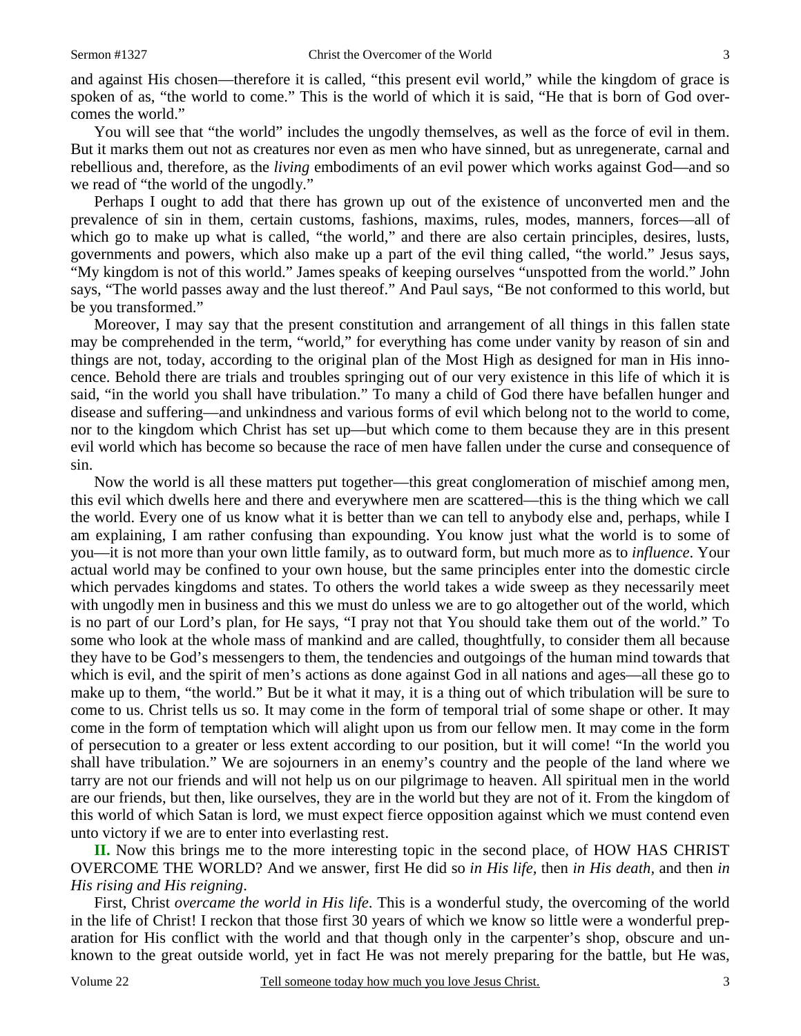and against His chosen—therefore it is called, "this present evil world," while the kingdom of grace is spoken of as, "the world to come." This is the world of which it is said, "He that is born of God overcomes the world."

You will see that "the world" includes the ungodly themselves, as well as the force of evil in them. But it marks them out not as creatures nor even as men who have sinned, but as unregenerate, carnal and rebellious and, therefore, as the *living* embodiments of an evil power which works against God—and so we read of "the world of the ungodly."

Perhaps I ought to add that there has grown up out of the existence of unconverted men and the prevalence of sin in them, certain customs, fashions, maxims, rules, modes, manners, forces—all of which go to make up what is called, "the world," and there are also certain principles, desires, lusts, governments and powers, which also make up a part of the evil thing called, "the world." Jesus says, "My kingdom is not of this world." James speaks of keeping ourselves "unspotted from the world." John says, "The world passes away and the lust thereof." And Paul says, "Be not conformed to this world, but be you transformed."

Moreover, I may say that the present constitution and arrangement of all things in this fallen state may be comprehended in the term, "world," for everything has come under vanity by reason of sin and things are not, today, according to the original plan of the Most High as designed for man in His innocence. Behold there are trials and troubles springing out of our very existence in this life of which it is said, "in the world you shall have tribulation." To many a child of God there have befallen hunger and disease and suffering—and unkindness and various forms of evil which belong not to the world to come, nor to the kingdom which Christ has set up—but which come to them because they are in this present evil world which has become so because the race of men have fallen under the curse and consequence of sin.

Now the world is all these matters put together—this great conglomeration of mischief among men, this evil which dwells here and there and everywhere men are scattered—this is the thing which we call the world. Every one of us know what it is better than we can tell to anybody else and, perhaps, while I am explaining, I am rather confusing than expounding. You know just what the world is to some of you—it is not more than your own little family, as to outward form, but much more as to *influence*. Your actual world may be confined to your own house, but the same principles enter into the domestic circle which pervades kingdoms and states. To others the world takes a wide sweep as they necessarily meet with ungodly men in business and this we must do unless we are to go altogether out of the world, which is no part of our Lord's plan, for He says, "I pray not that You should take them out of the world." To some who look at the whole mass of mankind and are called, thoughtfully, to consider them all because they have to be God's messengers to them, the tendencies and outgoings of the human mind towards that which is evil, and the spirit of men's actions as done against God in all nations and ages—all these go to make up to them, "the world." But be it what it may, it is a thing out of which tribulation will be sure to come to us. Christ tells us so. It may come in the form of temporal trial of some shape or other. It may come in the form of temptation which will alight upon us from our fellow men. It may come in the form of persecution to a greater or less extent according to our position, but it will come! "In the world you shall have tribulation." We are sojourners in an enemy's country and the people of the land where we tarry are not our friends and will not help us on our pilgrimage to heaven. All spiritual men in the world are our friends, but then, like ourselves, they are in the world but they are not of it. From the kingdom of this world of which Satan is lord, we must expect fierce opposition against which we must contend even unto victory if we are to enter into everlasting rest.

**II.** Now this brings me to the more interesting topic in the second place, of HOW HAS CHRIST OVERCOME THE WORLD? And we answer, first He did so *in His life,* then *in His death,* and then *in His rising and His reigning*.

First, Christ *overcame the world in His life*. This is a wonderful study, the overcoming of the world in the life of Christ! I reckon that those first 30 years of which we know so little were a wonderful preparation for His conflict with the world and that though only in the carpenter's shop, obscure and unknown to the great outside world, yet in fact He was not merely preparing for the battle, but He was,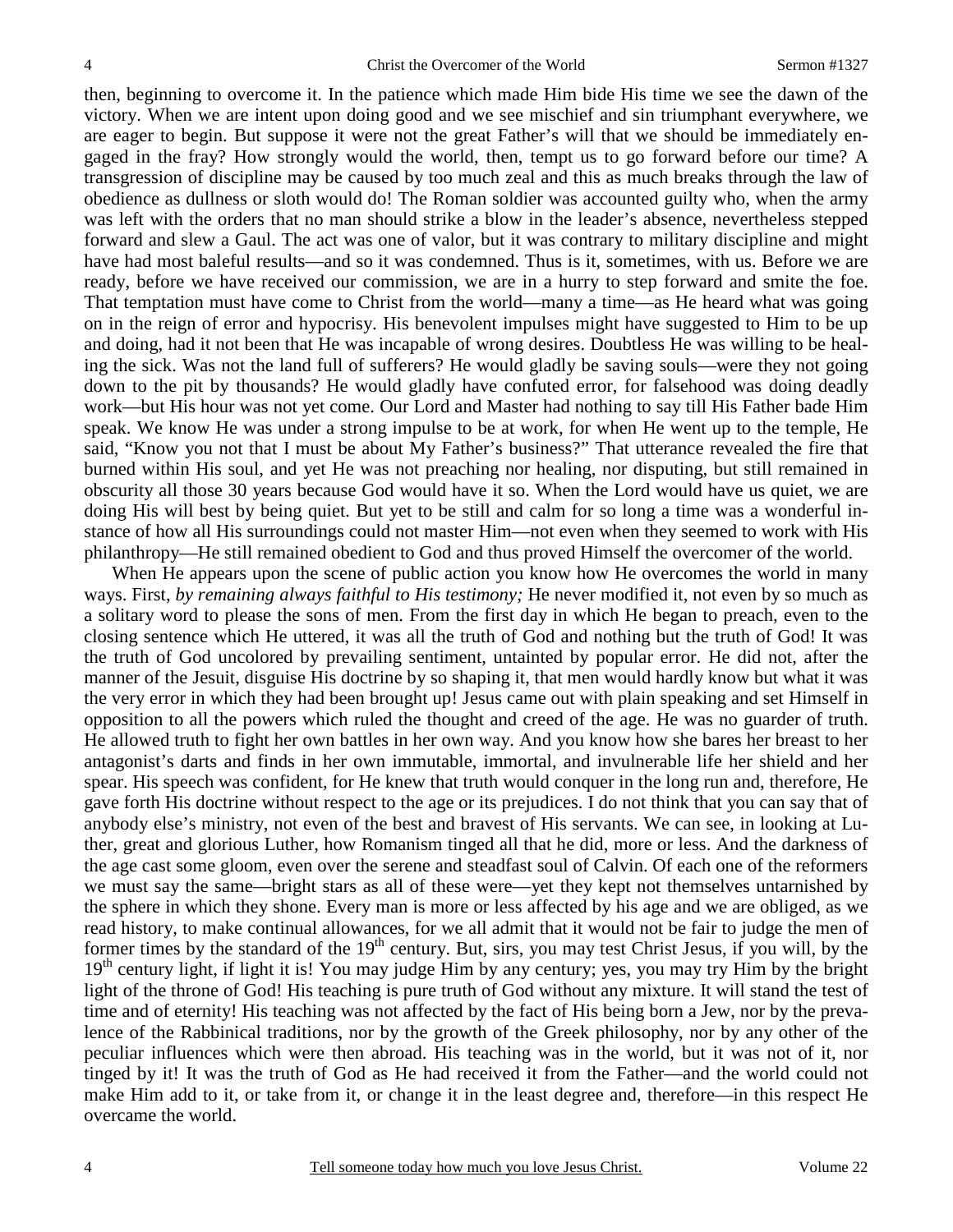then, beginning to overcome it. In the patience which made Him bide His time we see the dawn of the victory. When we are intent upon doing good and we see mischief and sin triumphant everywhere, we are eager to begin. But suppose it were not the great Father's will that we should be immediately engaged in the fray? How strongly would the world, then, tempt us to go forward before our time? A transgression of discipline may be caused by too much zeal and this as much breaks through the law of obedience as dullness or sloth would do! The Roman soldier was accounted guilty who, when the army was left with the orders that no man should strike a blow in the leader's absence, nevertheless stepped forward and slew a Gaul. The act was one of valor, but it was contrary to military discipline and might have had most baleful results—and so it was condemned. Thus is it, sometimes, with us. Before we are ready, before we have received our commission, we are in a hurry to step forward and smite the foe. That temptation must have come to Christ from the world—many a time—as He heard what was going on in the reign of error and hypocrisy. His benevolent impulses might have suggested to Him to be up and doing, had it not been that He was incapable of wrong desires. Doubtless He was willing to be healing the sick. Was not the land full of sufferers? He would gladly be saving souls—were they not going down to the pit by thousands? He would gladly have confuted error, for falsehood was doing deadly work—but His hour was not yet come. Our Lord and Master had nothing to say till His Father bade Him speak. We know He was under a strong impulse to be at work, for when He went up to the temple, He said, "Know you not that I must be about My Father's business?" That utterance revealed the fire that burned within His soul, and yet He was not preaching nor healing, nor disputing, but still remained in obscurity all those 30 years because God would have it so. When the Lord would have us quiet, we are doing His will best by being quiet. But yet to be still and calm for so long a time was a wonderful instance of how all His surroundings could not master Him—not even when they seemed to work with His philanthropy—He still remained obedient to God and thus proved Himself the overcomer of the world.

When He appears upon the scene of public action you know how He overcomes the world in many ways. First, *by remaining always faithful to His testimony;* He never modified it, not even by so much as a solitary word to please the sons of men. From the first day in which He began to preach, even to the closing sentence which He uttered, it was all the truth of God and nothing but the truth of God! It was the truth of God uncolored by prevailing sentiment, untainted by popular error. He did not, after the manner of the Jesuit, disguise His doctrine by so shaping it, that men would hardly know but what it was the very error in which they had been brought up! Jesus came out with plain speaking and set Himself in opposition to all the powers which ruled the thought and creed of the age. He was no guarder of truth. He allowed truth to fight her own battles in her own way. And you know how she bares her breast to her antagonist's darts and finds in her own immutable, immortal, and invulnerable life her shield and her spear. His speech was confident, for He knew that truth would conquer in the long run and, therefore, He gave forth His doctrine without respect to the age or its prejudices. I do not think that you can say that of anybody else's ministry, not even of the best and bravest of His servants. We can see, in looking at Luther, great and glorious Luther, how Romanism tinged all that he did, more or less. And the darkness of the age cast some gloom, even over the serene and steadfast soul of Calvin. Of each one of the reformers we must say the same—bright stars as all of these were—yet they kept not themselves untarnished by the sphere in which they shone. Every man is more or less affected by his age and we are obliged, as we read history, to make continual allowances, for we all admit that it would not be fair to judge the men of former times by the standard of the 19th century. But, sirs, you may test Christ Jesus, if you will, by the 19th century light, if light it is! You may judge Him by any century; yes, you may try Him by the bright light of the throne of God! His teaching is pure truth of God without any mixture. It will stand the test of time and of eternity! His teaching was not affected by the fact of His being born a Jew, nor by the prevalence of the Rabbinical traditions, nor by the growth of the Greek philosophy, nor by any other of the peculiar influences which were then abroad. His teaching was in the world, but it was not of it, nor tinged by it! It was the truth of God as He had received it from the Father—and the world could not make Him add to it, or take from it, or change it in the least degree and, therefore—in this respect He overcame the world.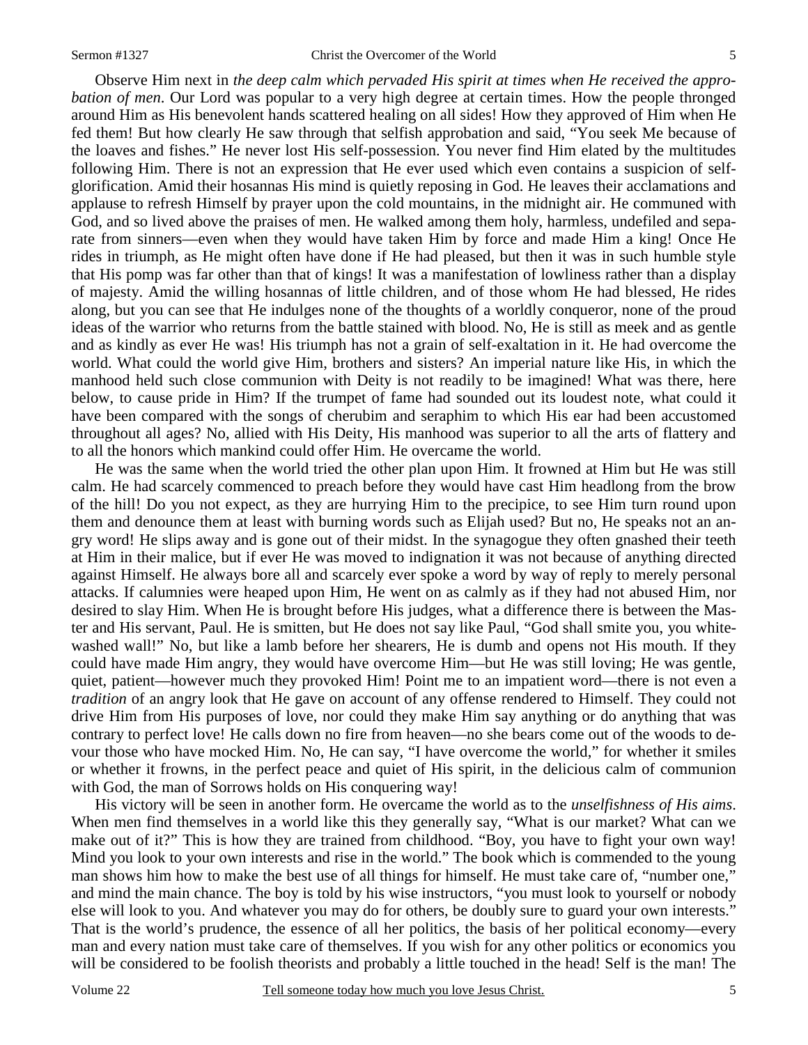Observe Him next in *the deep calm which pervaded His spirit at times when He received the approbation of men*. Our Lord was popular to a very high degree at certain times. How the people thronged around Him as His benevolent hands scattered healing on all sides! How they approved of Him when He fed them! But how clearly He saw through that selfish approbation and said, "You seek Me because of the loaves and fishes." He never lost His self-possession. You never find Him elated by the multitudes following Him. There is not an expression that He ever used which even contains a suspicion of self-glorification. Amid their hosannas His mind is quietly reposing in God. He leaves their acclamations and applause to refresh Himself by prayer upon the cold mountains, in the midnight air. He communed with God, and so lived above the praises of men. He walked among them holy, harmless, undefiled and separate from sinners—even when they would have taken Him by force and made Him a king! Once He rides in triumph, as He might often have done if He had pleased, but then it was in such humble style that His pomp was far other than that of kings! It was a manifestation of lowliness rather than a display of majesty. Amid the willing hosannas of little children, and of those whom He had blessed, He rides along, but you can see that He indulges none of the thoughts of a worldly conqueror, none of the proud ideas of the warrior who returns from the battle stained with blood. No, He is still as meek and as gentle and as kindly as ever He was! His triumph has not a grain of self-exaltation in it. He had overcome the world. What could the world give Him, brothers and sisters? An imperial nature like His, in which the manhood held such close communion with Deity is not readily to be imagined! What was there, here below, to cause pride in Him? If the trumpet of fame had sounded out its loudest note, what could it have been compared with the songs of cherubim and seraphim to which His ear had been accustomed throughout all ages? No, allied with His Deity, His manhood was superior to all the arts of flattery and to all the honors which mankind could offer Him. He overcame the world.

He was the same when the world tried the other plan upon Him. It frowned at Him but He was still calm. He had scarcely commenced to preach before they would have cast Him headlong from the brow of the hill! Do you not expect, as they are hurrying Him to the precipice, to see Him turn round upon them and denounce them at least with burning words such as Elijah used? But no, He speaks not an angry word! He slips away and is gone out of their midst. In the synagogue they often gnashed their teeth at Him in their malice, but if ever He was moved to indignation it was not because of anything directed against Himself. He always bore all and scarcely ever spoke a word by way of reply to merely personal attacks. If calumnies were heaped upon Him, He went on as calmly as if they had not abused Him, nor desired to slay Him. When He is brought before His judges, what a difference there is between the Master and His servant, Paul. He is smitten, but He does not say like Paul, "God shall smite you, you whitewashed wall!" No, but like a lamb before her shearers, He is dumb and opens not His mouth. If they could have made Him angry, they would have overcome Him—but He was still loving; He was gentle, quiet, patient—however much they provoked Him! Point me to an impatient word—there is not even a *tradition* of an angry look that He gave on account of any offense rendered to Himself. They could not drive Him from His purposes of love, nor could they make Him say anything or do anything that was contrary to perfect love! He calls down no fire from heaven—no she bears come out of the woods to devour those who have mocked Him. No, He can say, "I have overcome the world," for whether it smiles or whether it frowns, in the perfect peace and quiet of His spirit, in the delicious calm of communion with God, the man of Sorrows holds on His conquering way!

His victory will be seen in another form. He overcame the world as to the *unselfishness of His aims*. When men find themselves in a world like this they generally say, "What is our market? What can we make out of it?" This is how they are trained from childhood. "Boy, you have to fight your own way! Mind you look to your own interests and rise in the world." The book which is commended to the young man shows him how to make the best use of all things for himself. He must take care of, "number one," and mind the main chance. The boy is told by his wise instructors, "you must look to yourself or nobody else will look to you. And whatever you may do for others, be doubly sure to guard your own interests." That is the world's prudence, the essence of all her politics, the basis of her political economy—every man and every nation must take care of themselves. If you wish for any other politics or economics you will be considered to be foolish theorists and probably a little touched in the head! Self is the man! The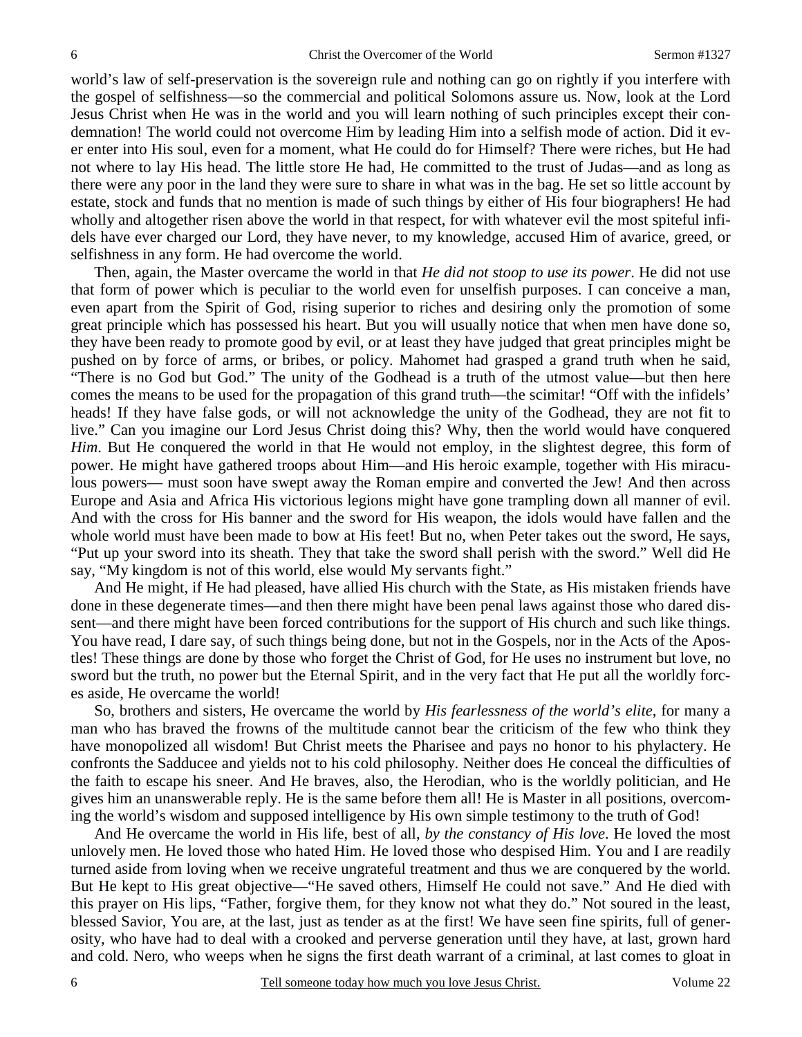world's law of self-preservation is the sovereign rule and nothing can go on rightly if you interfere with the gospel of selfishness—so the commercial and political Solomons assure us. Now, look at the Lord Jesus Christ when He was in the world and you will learn nothing of such principles except their condemnation! The world could not overcome Him by leading Him into a selfish mode of action. Did it ever enter into His soul, even for a moment, what He could do for Himself? There were riches, but He had not where to lay His head. The little store He had, He committed to the trust of Judas—and as long as there were any poor in the land they were sure to share in what was in the bag. He set so little account by estate, stock and funds that no mention is made of such things by either of His four biographers! He had wholly and altogether risen above the world in that respect, for with whatever evil the most spiteful infidels have ever charged our Lord, they have never, to my knowledge, accused Him of avarice, greed, or selfishness in any form. He had overcome the world.

Then, again, the Master overcame the world in that *He did not stoop to use its power*. He did not use that form of power which is peculiar to the world even for unselfish purposes. I can conceive a man, even apart from the Spirit of God, rising superior to riches and desiring only the promotion of some great principle which has possessed his heart. But you will usually notice that when men have done so, they have been ready to promote good by evil, or at least they have judged that great principles might be pushed on by force of arms, or bribes, or policy. Mahomet had grasped a grand truth when he said, "There is no God but God." The unity of the Godhead is a truth of the utmost value—but then here comes the means to be used for the propagation of this grand truth—the scimitar! "Off with the infidels' heads! If they have false gods, or will not acknowledge the unity of the Godhead, they are not fit to live." Can you imagine our Lord Jesus Christ doing this? Why, then the world would have conquered *Him*. But He conquered the world in that He would not employ, in the slightest degree, this form of power. He might have gathered troops about Him—and His heroic example, together with His miraculous powers— must soon have swept away the Roman empire and converted the Jew! And then across Europe and Asia and Africa His victorious legions might have gone trampling down all manner of evil. And with the cross for His banner and the sword for His weapon, the idols would have fallen and the whole world must have been made to bow at His feet! But no, when Peter takes out the sword, He says, "Put up your sword into its sheath. They that take the sword shall perish with the sword." Well did He say, "My kingdom is not of this world, else would My servants fight."

And He might, if He had pleased, have allied His church with the State, as His mistaken friends have done in these degenerate times—and then there might have been penal laws against those who dared dissent—and there might have been forced contributions for the support of His church and such like things. You have read, I dare say, of such things being done, but not in the Gospels, nor in the Acts of the Apostles! These things are done by those who forget the Christ of God, for He uses no instrument but love, no sword but the truth, no power but the Eternal Spirit, and in the very fact that He put all the worldly forces aside, He overcame the world!

So, brothers and sisters, He overcame the world by *His fearlessness of the world's elite*, for many a man who has braved the frowns of the multitude cannot bear the criticism of the few who think they have monopolized all wisdom! But Christ meets the Pharisee and pays no honor to his phylactery. He confronts the Sadducee and yields not to his cold philosophy. Neither does He conceal the difficulties of the faith to escape his sneer. And He braves, also, the Herodian, who is the worldly politician, and He gives him an unanswerable reply. He is the same before them all! He is Master in all positions, overcoming the world's wisdom and supposed intelligence by His own simple testimony to the truth of God!

And He overcame the world in His life, best of all, *by the constancy of His love*. He loved the most unlovely men. He loved those who hated Him. He loved those who despised Him. You and I are readily turned aside from loving when we receive ungrateful treatment and thus we are conquered by the world. But He kept to His great objective—"He saved others, Himself He could not save." And He died with this prayer on His lips, "Father, forgive them, for they know not what they do." Not soured in the least, blessed Savior, You are, at the last, just as tender as at the first! We have seen fine spirits, full of generosity, who have had to deal with a crooked and perverse generation until they have, at last, grown hard and cold. Nero, who weeps when he signs the first death warrant of a criminal, at last comes to gloat in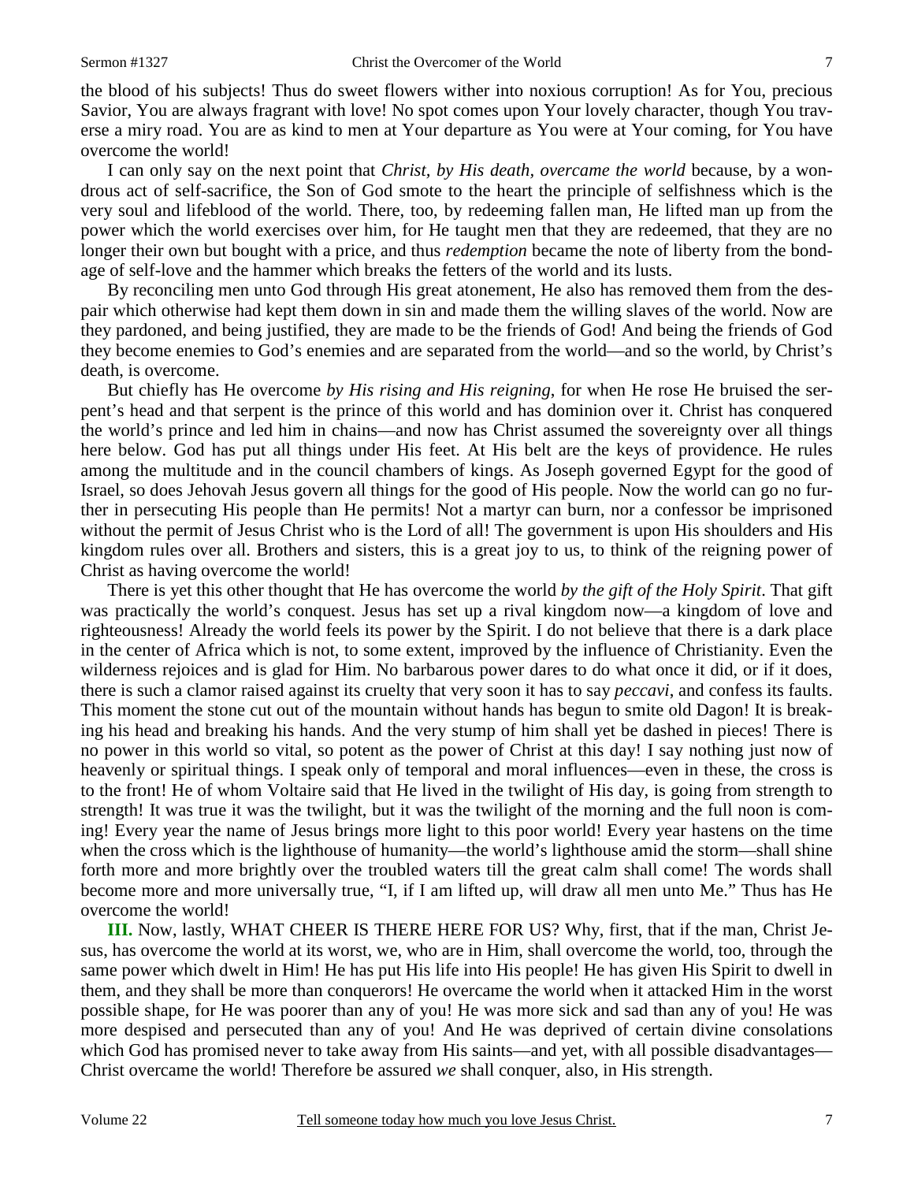the blood of his subjects! Thus do sweet flowers wither into noxious corruption! As for You, precious Savior, You are always fragrant with love! No spot comes upon Your lovely character, though You traverse a miry road. You are as kind to men at Your departure as You were at Your coming, for You have overcome the world!

I can only say on the next point that *Christ, by His death, overcame the world* because, by a wondrous act of self-sacrifice, the Son of God smote to the heart the principle of selfishness which is the very soul and lifeblood of the world. There, too, by redeeming fallen man, He lifted man up from the power which the world exercises over him, for He taught men that they are redeemed, that they are no longer their own but bought with a price, and thus *redemption* became the note of liberty from the bondage of self-love and the hammer which breaks the fetters of the world and its lusts.

By reconciling men unto God through His great atonement, He also has removed them from the despair which otherwise had kept them down in sin and made them the willing slaves of the world. Now are they pardoned, and being justified, they are made to be the friends of God! And being the friends of God they become enemies to God's enemies and are separated from the world—and so the world, by Christ's death, is overcome.

But chiefly has He overcome *by His rising and His reigning*, for when He rose He bruised the serpent's head and that serpent is the prince of this world and has dominion over it. Christ has conquered the world's prince and led him in chains—and now has Christ assumed the sovereignty over all things here below. God has put all things under His feet. At His belt are the keys of providence. He rules among the multitude and in the council chambers of kings. As Joseph governed Egypt for the good of Israel, so does Jehovah Jesus govern all things for the good of His people. Now the world can go no further in persecuting His people than He permits! Not a martyr can burn, nor a confessor be imprisoned without the permit of Jesus Christ who is the Lord of all! The government is upon His shoulders and His kingdom rules over all. Brothers and sisters, this is a great joy to us, to think of the reigning power of Christ as having overcome the world!

There is yet this other thought that He has overcome the world *by the gift of the Holy Spirit*. That gift was practically the world's conquest. Jesus has set up a rival kingdom now—a kingdom of love and righteousness! Already the world feels its power by the Spirit. I do not believe that there is a dark place in the center of Africa which is not, to some extent, improved by the influence of Christianity. Even the wilderness rejoices and is glad for Him. No barbarous power dares to do what once it did, or if it does, there is such a clamor raised against its cruelty that very soon it has to say *peccavi*, and confess its faults. This moment the stone cut out of the mountain without hands has begun to smite old Dagon! It is breaking his head and breaking his hands. And the very stump of him shall yet be dashed in pieces! There is no power in this world so vital, so potent as the power of Christ at this day! I say nothing just now of heavenly or spiritual things. I speak only of temporal and moral influences—even in these, the cross is to the front! He of whom Voltaire said that He lived in the twilight of His day, is going from strength to strength! It was true it was the twilight, but it was the twilight of the morning and the full noon is coming! Every year the name of Jesus brings more light to this poor world! Every year hastens on the time when the cross which is the lighthouse of humanity—the world's lighthouse amid the storm—shall shine forth more and more brightly over the troubled waters till the great calm shall come! The words shall become more and more universally true, "I, if I am lifted up, will draw all men unto Me." Thus has He overcome the world!

**III.** Now, lastly, WHAT CHEER IS THERE HERE FOR US? Why, first, that if the man, Christ Jesus, has overcome the world at its worst, we, who are in Him, shall overcome the world, too, through the same power which dwelt in Him! He has put His life into His people! He has given His Spirit to dwell in them, and they shall be more than conquerors! He overcame the world when it attacked Him in the worst possible shape, for He was poorer than any of you! He was more sick and sad than any of you! He was more despised and persecuted than any of you! And He was deprived of certain divine consolations which God has promised never to take away from His saints—and yet, with all possible disadvantages—Christ overcame the world! Therefore be assured *we* shall conquer, also, in His strength.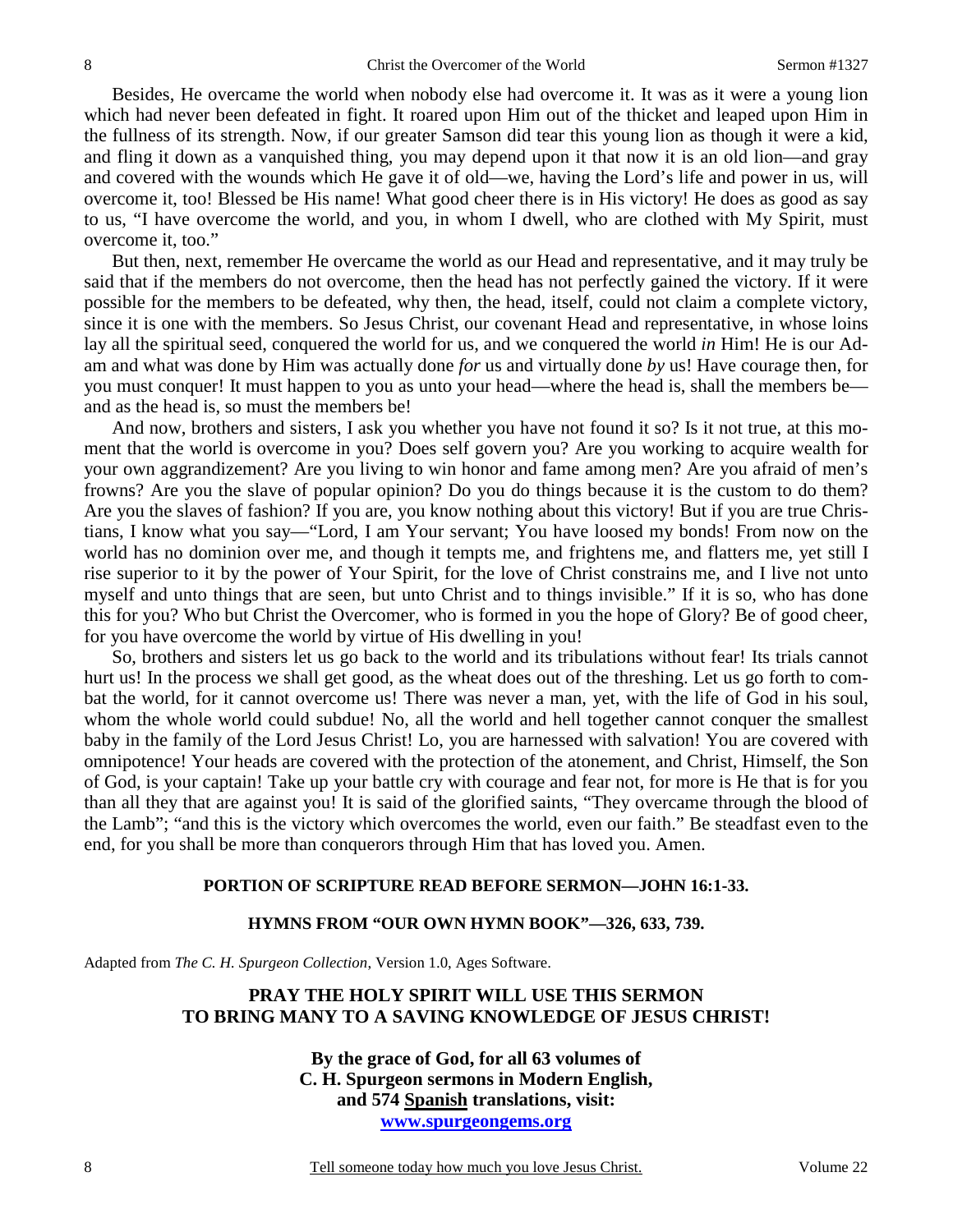Besides, He overcame the world when nobody else had overcome it. It was as it were a young lion which had never been defeated in fight. It roared upon Him out of the thicket and leaped upon Him in the fullness of its strength. Now, if our greater Samson did tear this young lion as though it were a kid, and fling it down as a vanquished thing, you may depend upon it that now it is an old lion—and gray and covered with the wounds which He gave it of old—we, having the Lord's life and power in us, will overcome it, too! Blessed be His name! What good cheer there is in His victory! He does as good as say to us, "I have overcome the world, and you, in whom I dwell, who are clothed with My Spirit, must overcome it, too."

But then, next, remember He overcame the world as our Head and representative, and it may truly be said that if the members do not overcome, then the head has not perfectly gained the victory. If it were possible for the members to be defeated, why then, the head, itself, could not claim a complete victory, since it is one with the members. So Jesus Christ, our covenant Head and representative, in whose loins lay all the spiritual seed, conquered the world for us, and we conquered the world *in* Him! He is our Adam and what was done by Him was actually done *for* us and virtually done *by* us! Have courage then, for you must conquer! It must happen to you as unto your head—where the head is, shall the members be—and as the head is, so must the members be!

And now, brothers and sisters, I ask you whether you have not found it so? Is it not true, at this moment that the world is overcome in you? Does self govern you? Are you working to acquire wealth for your own aggrandizement? Are you living to win honor and fame among men? Are you afraid of men's frowns? Are you the slave of popular opinion? Do you do things because it is the custom to do them? Are you the slaves of fashion? If you are, you know nothing about this victory! But if you are true Christians, I know what you say—"Lord, I am Your servant; You have loosed my bonds! From now on the world has no dominion over me, and though it tempts me, and frightens me, and flatters me, yet still I rise superior to it by the power of Your Spirit, for the love of Christ constrains me, and I live not unto myself and unto things that are seen, but unto Christ and to things invisible." If it is so, who has done this for you? Who but Christ the Overcomer, who is formed in you the hope of Glory? Be of good cheer, for you have overcome the world by virtue of His dwelling in you!

So, brothers and sisters let us go back to the world and its tribulations without fear! Its trials cannot hurt us! In the process we shall get good, as the wheat does out of the threshing. Let us go forth to combat the world, for it cannot overcome us! There was never a man, yet, with the life of God in his soul, whom the whole world could subdue! No, all the world and hell together cannot conquer the smallest baby in the family of the Lord Jesus Christ! Lo, you are harnessed with salvation! You are covered with omnipotence! Your heads are covered with the protection of the atonement, and Christ, Himself, the Son of God, is your captain! Take up your battle cry with courage and fear not, for more is He that is for you than all they that are against you! It is said of the glorified saints, "They overcame through the blood of the Lamb"; "and this is the victory which overcomes the world, even our faith." Be steadfast even to the end, for you shall be more than conquerors through Him that has loved you. Amen.

**PORTION OF SCRIPTURE READ BEFORE SERMON—JOHN 16:1-33.**

**HYMNS FROM "OUR OWN HYMN BOOK"—326, 633, 739.**

Adapted from *The C. H. Spurgeon Collection,* Version 1.0, Ages Software.

**PRAY THE HOLY SPIRIT WILL USE THIS SERMON TO BRING MANY TO A SAVING KNOWLEDGE OF JESUS CHRIST!**

**By the grace of God, for all 63 volumes of C. H. Spurgeon sermons in Modern English, and 574 Spanish translations, visit: www.spurgeongems.org**

Tell someone today how much you love Jesus Christ.